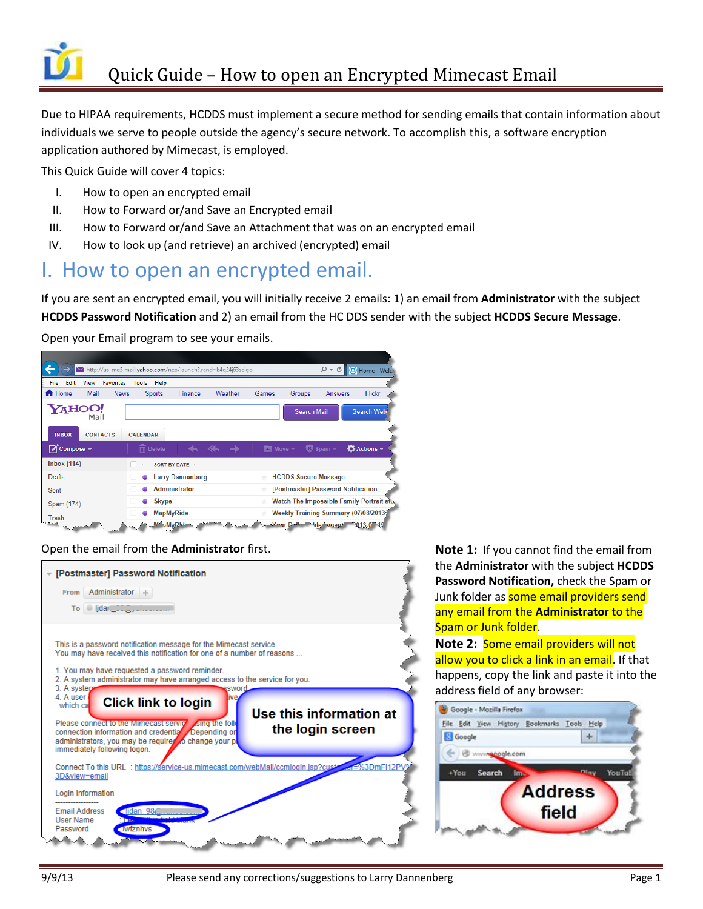# Quick Guide – How to open an Encrypted Mimecast Email

Due to HIPAA requirements, HCDDS must implement a secure method for sending emails that contain information about individuals we serve to people outside the agency's secure network. To accomplish this, a software encryption application authored by Mimecast, is employed.

This Quick Guide will cover 4 topics:

I. How to open an encrypted email
II. How to Forward or/and Save an Encrypted email
III. How to Forward or/and Save an Attachment that was on an encrypted email
IV. How to look up (and retrieve) an archived (encrypted) email

## I. How to open an encrypted email.

If you are sent an encrypted email, you will initially receive 2 emails: 1) an email from **Administrator** with the subject **HCDDS Password Notification** and 2) an email from the HC DDS sender with the subject **HCDDS Secure Message**.

Open your Email program to see your emails.

Open the email from the **Administrator** first.

**Note 1:** If you cannot find the email from the **Administrator** with the subject **HCDDS Password Notification,** check the Spam or Junk folder as some email providers send any email from the **Administrator** to the Spam or Junk folder.

**Note 2:** Some email providers will not allow you to click a link in an email. If that happens, copy the link and paste it into the address field of any browser: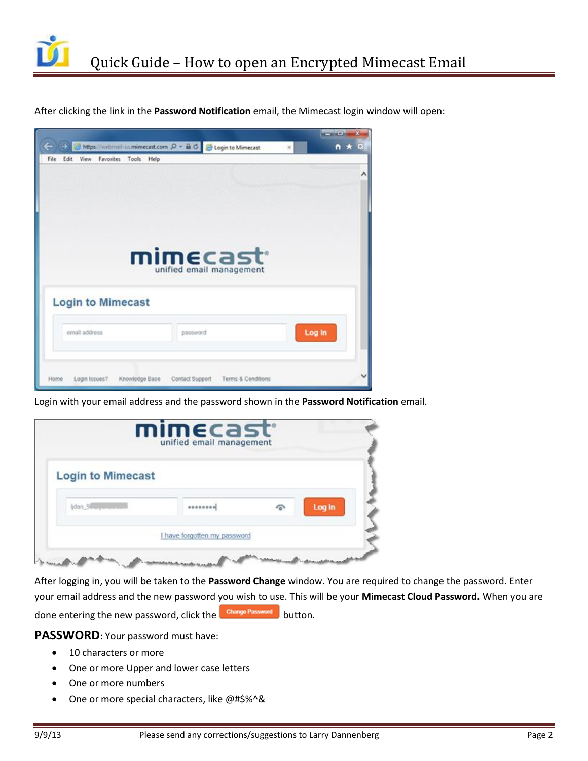After clicking the link in the **Password Notification** email, the Mimecast login window will open:

Login with your email address and the password shown in the **Password Notification** email.

After logging in, you will be taken to the **Password Change** window. You are required to change the password. Enter your email address and the new password you wish to use. This will be your **Mimecast Cloud Password.** When you are done entering the new password, click the Change Password button.

**PASSWORD**: Your password must have:

- 10 characters or more
- One or more Upper and lower case letters
- One or more numbers
- One or more special characters, like @#$%^&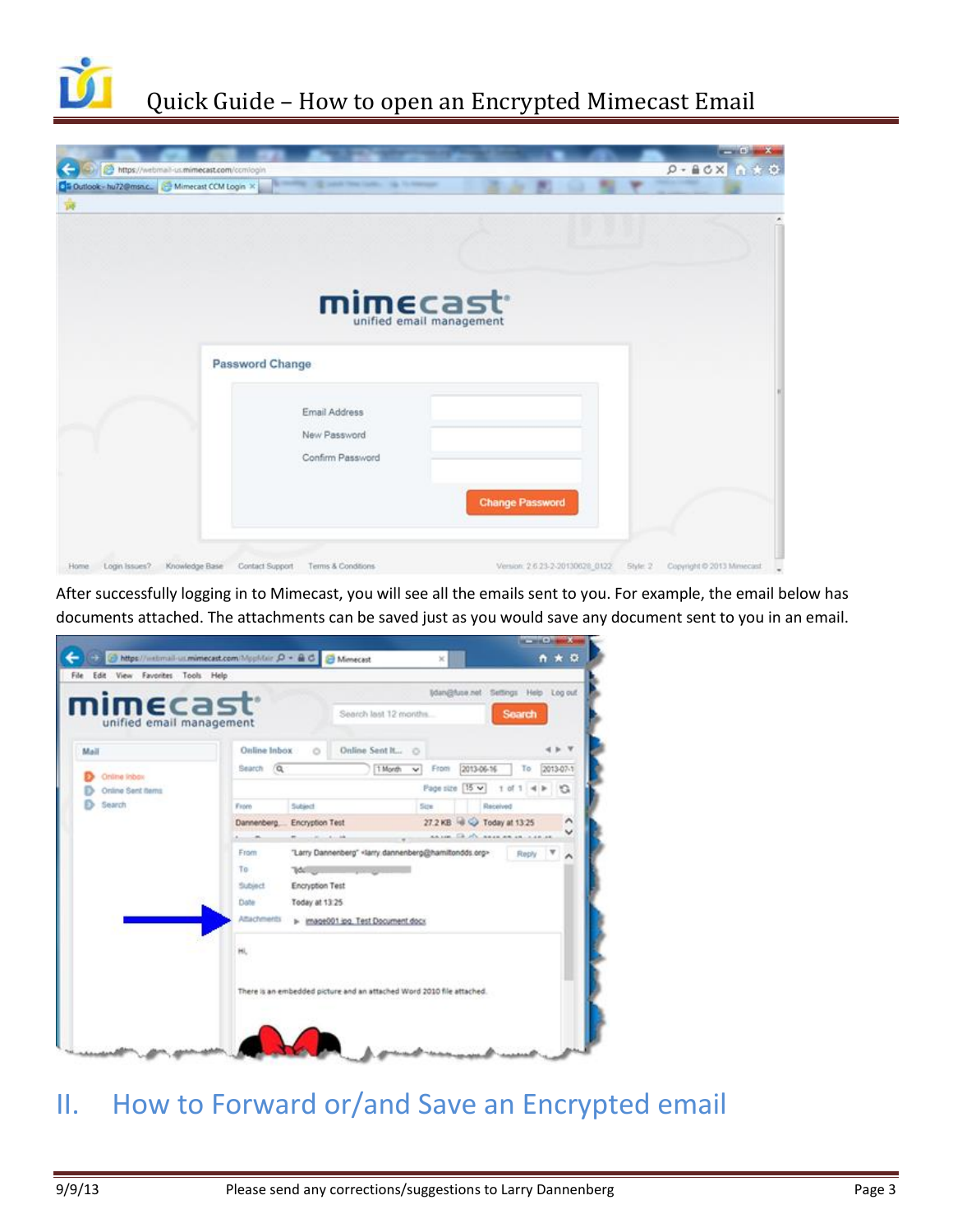After successfully logging in to Mimecast, you will see all the emails sent to you. For example, the email below has documents attached. The attachments can be saved just as you would save any document sent to you in an email.

## II. How to Forward or/and Save an Encrypted email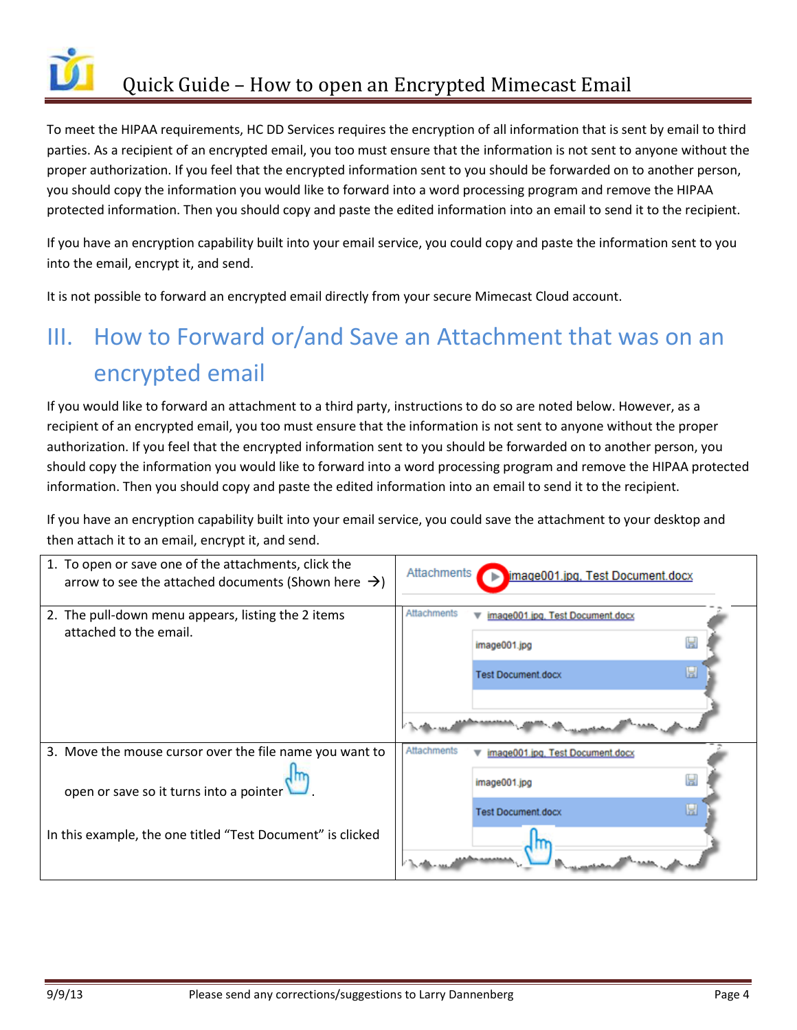To meet the HIPAA requirements, HC DD Services requires the encryption of all information that is sent by email to third parties. As a recipient of an encrypted email, you too must ensure that the information is not sent to anyone without the proper authorization. If you feel that the encrypted information sent to you should be forwarded on to another person, you should copy the information you would like to forward into a word processing program and remove the HIPAA protected information. Then you should copy and paste the edited information into an email to send it to the recipient.

If you have an encryption capability built into your email service, you could copy and paste the information sent to you into the email, encrypt it, and send.

It is not possible to forward an encrypted email directly from your secure Mimecast Cloud account.

## III. How to Forward or/and Save an Attachment that was on an encrypted email

If you would like to forward an attachment to a third party, instructions to do so are noted below. However, as a recipient of an encrypted email, you too must ensure that the information is not sent to anyone without the proper authorization. If you feel that the encrypted information sent to you should be forwarded on to another person, you should copy the information you would like to forward into a word processing program and remove the HIPAA protected information. Then you should copy and paste the edited information into an email to send it to the recipient.

If you have an encryption capability built into your email service, you could save the attachment to your desktop and then attach it to an email, encrypt it, and send.

| Step | Screenshot |
|---|---|
| 1. To open or save one of the attachments, click the arrow to see the attached documents (Shown here →) | Attachments ▶ image001.jpg, Test Document.docx |
| 2. The pull-down menu appears, listing the 2 items attached to the email. | Attachments ▼ image001.jpg, Test Document.docx<br>image001.jpg<br>Test Document.docx |
| 3. Move the mouse cursor over the file name you want to open or save so it turns into a pointer.<br><br>In this example, the one titled "Test Document" is clicked | Attachments ▼ image001.jpg, Test Document.docx<br>image001.jpg<br>Test Document.docx |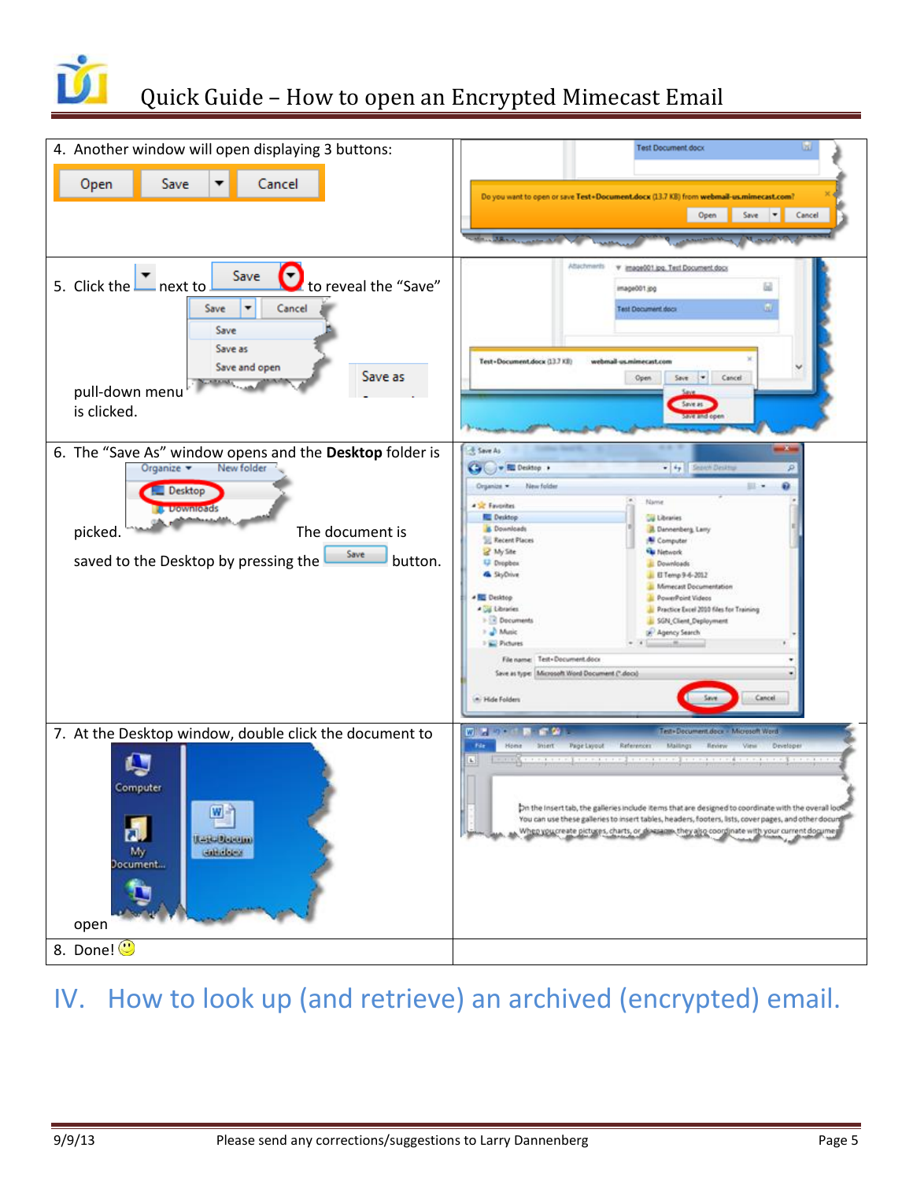| | |
|---|---|
| 4. Another window will open displaying 3 buttons: Open Save Cancel | |
| 5. Click the ▼ next to Save ▼ to reveal the "Save" pull-down menu is clicked. | |
| 6. The "Save As" window opens and the **Desktop** folder is picked. The document is saved to the Desktop by pressing the Save button. | |
| 7. At the Desktop window, double click the document to open | |
| 8. Done! 🙂 | |

## IV. How to look up (and retrieve) an archived (encrypted) email.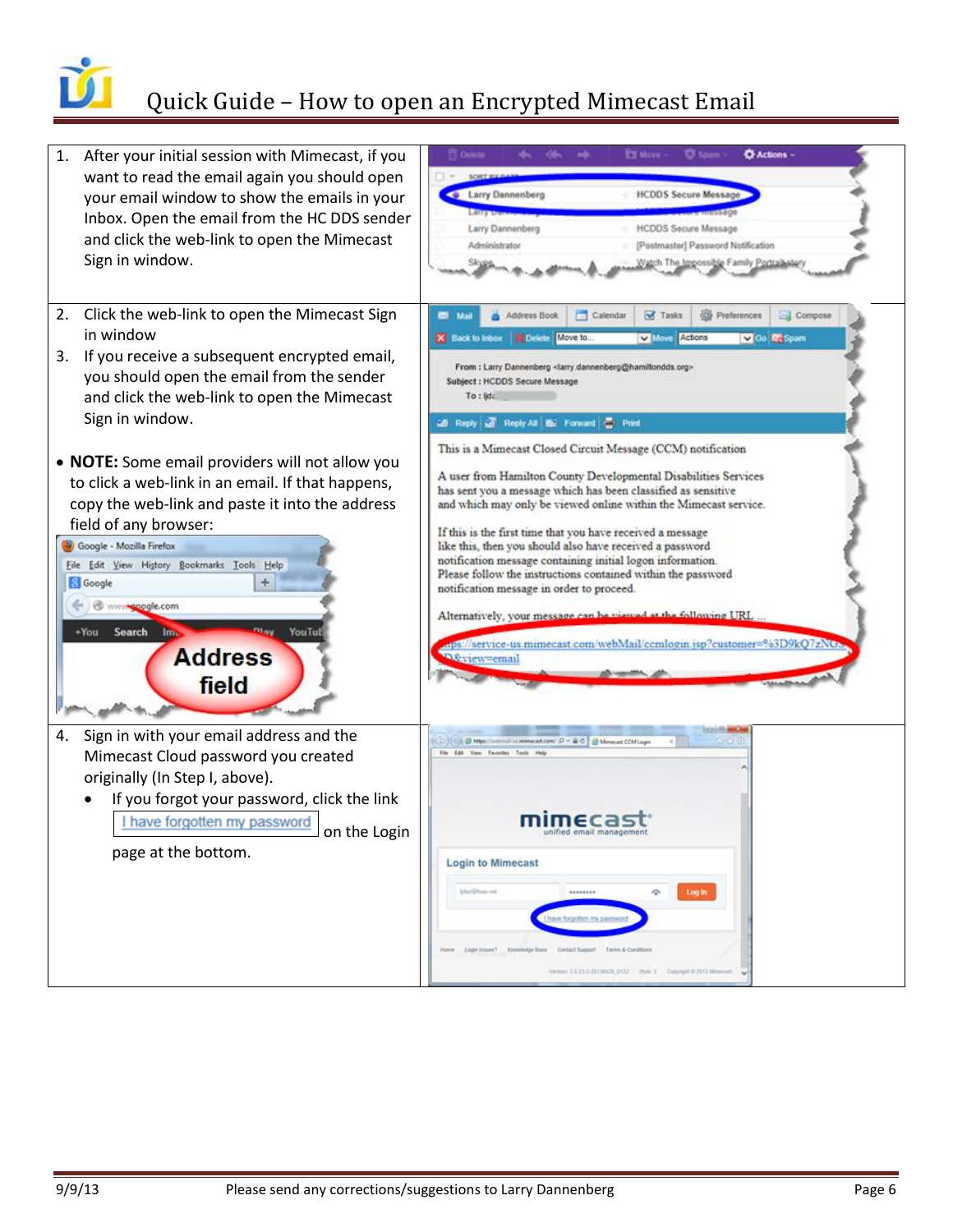# Quick Guide – How to open an Encrypted Mimecast Email

1. After your initial session with Mimecast, if you want to read the email again you should open your email window to show the emails in your Inbox. Open the email from the HC DDS sender and click the web-link to open the Mimecast Sign in window.

2. Click the web-link to open the Mimecast Sign in window
3. If you receive a subsequent encrypted email, you should open the email from the sender and click the web-link to open the Mimecast Sign in window.

- **NOTE:** Some email providers will not allow you to click a web-link in an email. If that happens, copy the web-link and paste it into the address field of any browser:

4. Sign in with your email address and the Mimecast Cloud password you created originally (In Step I, above).
   - If you forgot your password, click the link "I have forgotten my password" on the Login page at the bottom.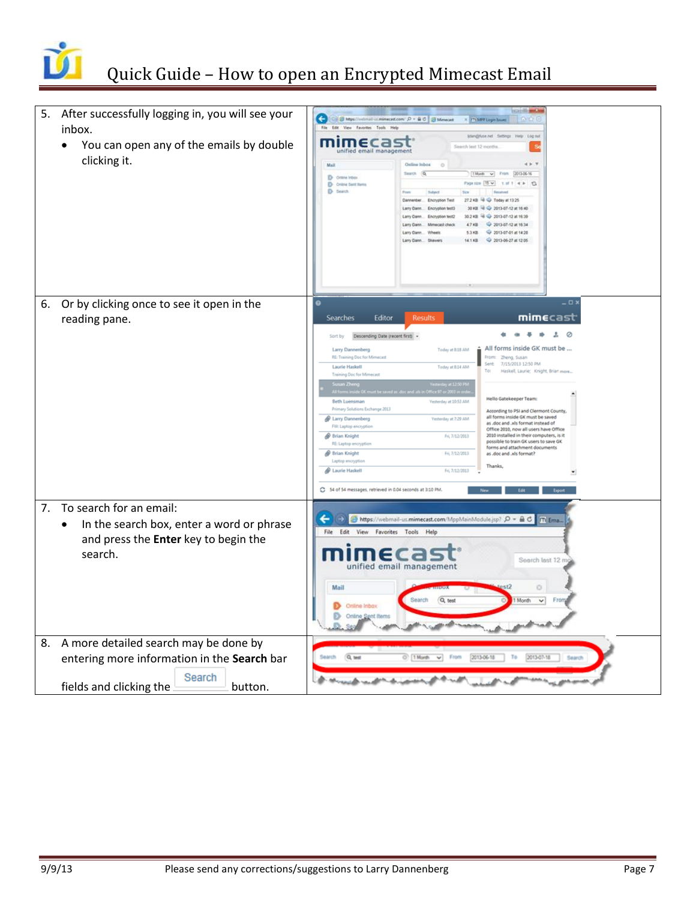# Quick Guide – How to open an Encrypted Mimecast Email

5. After successfully logging in, you will see your inbox.
   - You can open any of the emails by double clicking it.
6. Or by clicking once to see it open in the reading pane.
7. To search for an email:
   - In the search box, enter a word or phrase and press the **Enter** key to begin the search.
8. A more detailed search may be done by entering more information in the **Search** bar fields and clicking the Search button.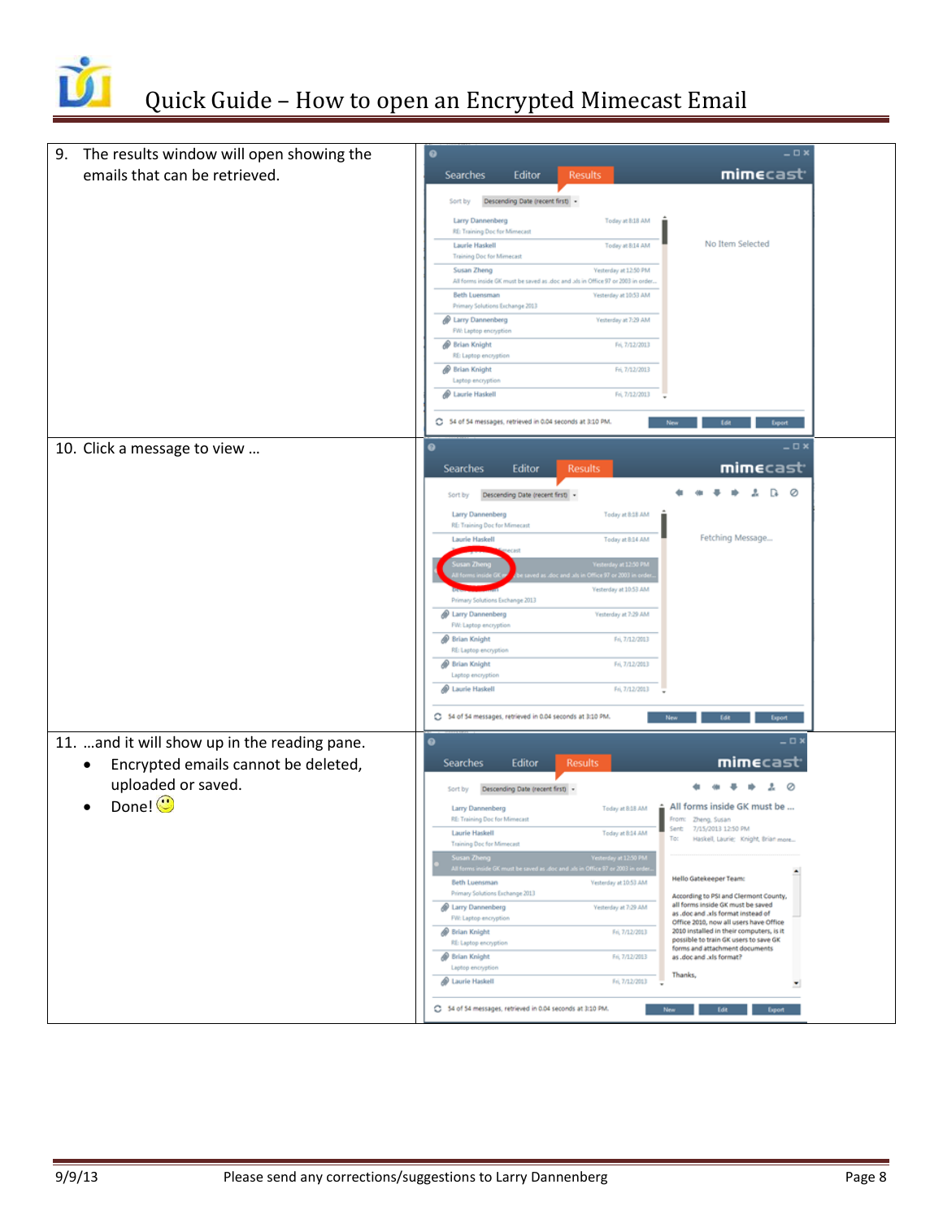9. The results window will open showing the emails that can be retrieved.

10. Click a message to view …

11. …and it will show up in the reading pane.
    - Encrypted emails cannot be deleted, uploaded or saved.
    - Done! 🙂